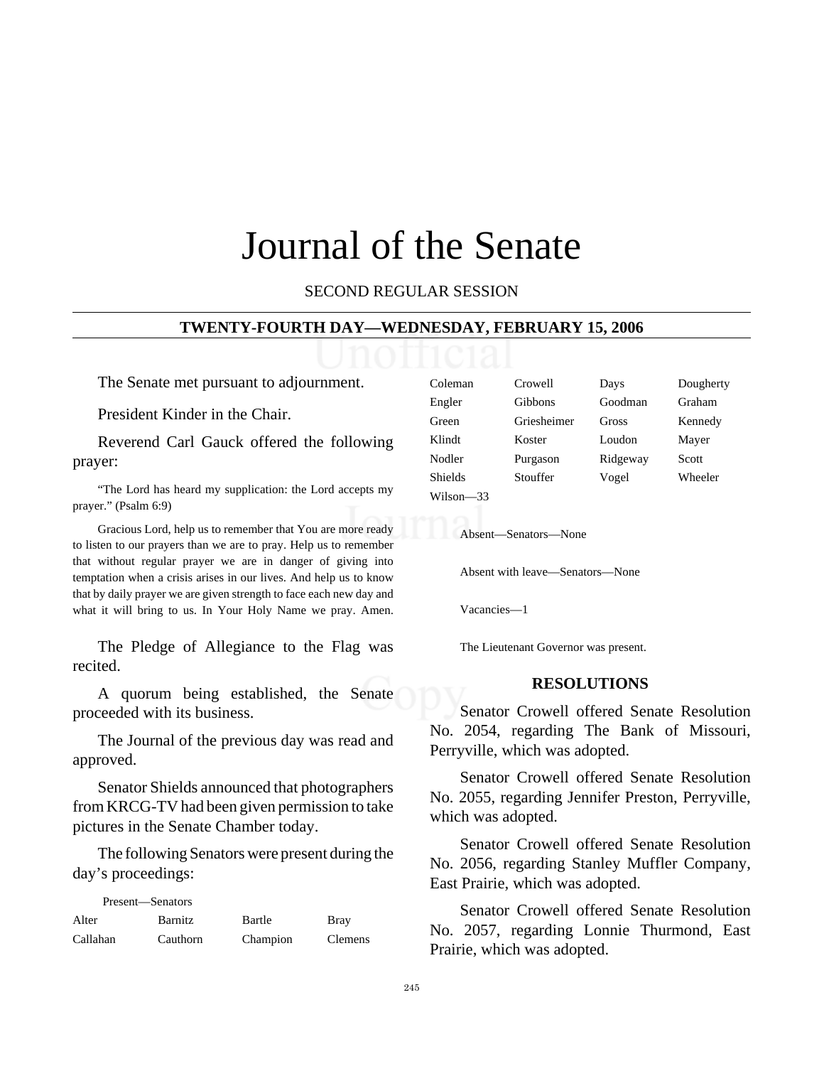# Journal of the Senate

SECOND REGULAR SESSION

**TWENTY-FOURTH DAY—WEDNESDAY, FEBRUARY 15, 2006**

The Senate met pursuant to adjournment.

President Kinder in the Chair.

Reverend Carl Gauck offered the following prayer:

"The Lord has heard my supplication: the Lord accepts my prayer." (Psalm 6:9)

Gracious Lord, help us to remember that You are more ready to listen to our prayers than we are to pray. Help us to remember that without regular prayer we are in danger of giving into temptation when a crisis arises in our lives. And help us to know that by daily prayer we are given strength to face each new day and what it will bring to us. In Your Holy Name we pray. Amen.

The Pledge of Allegiance to the Flag was recited.

A quorum being established, the Senate proceeded with its business.

The Journal of the previous day was read and approved.

Senator Shields announced that photographers from KRCG-TV had been given permission to take pictures in the Senate Chamber today.

The following Senators were present during the day's proceedings:

Present—Senators

| | | | |
|---|---|---|---|
| Alter | Barnitz | Bartle | Bray |
| Callahan | Cauthorn | Champion | Clemens |
| Coleman | Crowell | Days | Dougherty |
| Engler | Gibbons | Goodman | Graham |
| Green | Griesheimer | Gross | Kennedy |
| Klindt | Koster | Loudon | Mayer |
| Nodler | Purgason | Ridgeway | Scott |
| Shields | Stouffer | Vogel | Wheeler |
| Wilson—33 | | | |

Absent—Senators—None

Absent with leave—Senators—None

Vacancies—1

The Lieutenant Governor was present.

## RESOLUTIONS

Senator Crowell offered Senate Resolution No. 2054, regarding The Bank of Missouri, Perryville, which was adopted.

Senator Crowell offered Senate Resolution No. 2055, regarding Jennifer Preston, Perryville, which was adopted.

Senator Crowell offered Senate Resolution No. 2056, regarding Stanley Muffler Company, East Prairie, which was adopted.

Senator Crowell offered Senate Resolution No. 2057, regarding Lonnie Thurmond, East Prairie, which was adopted.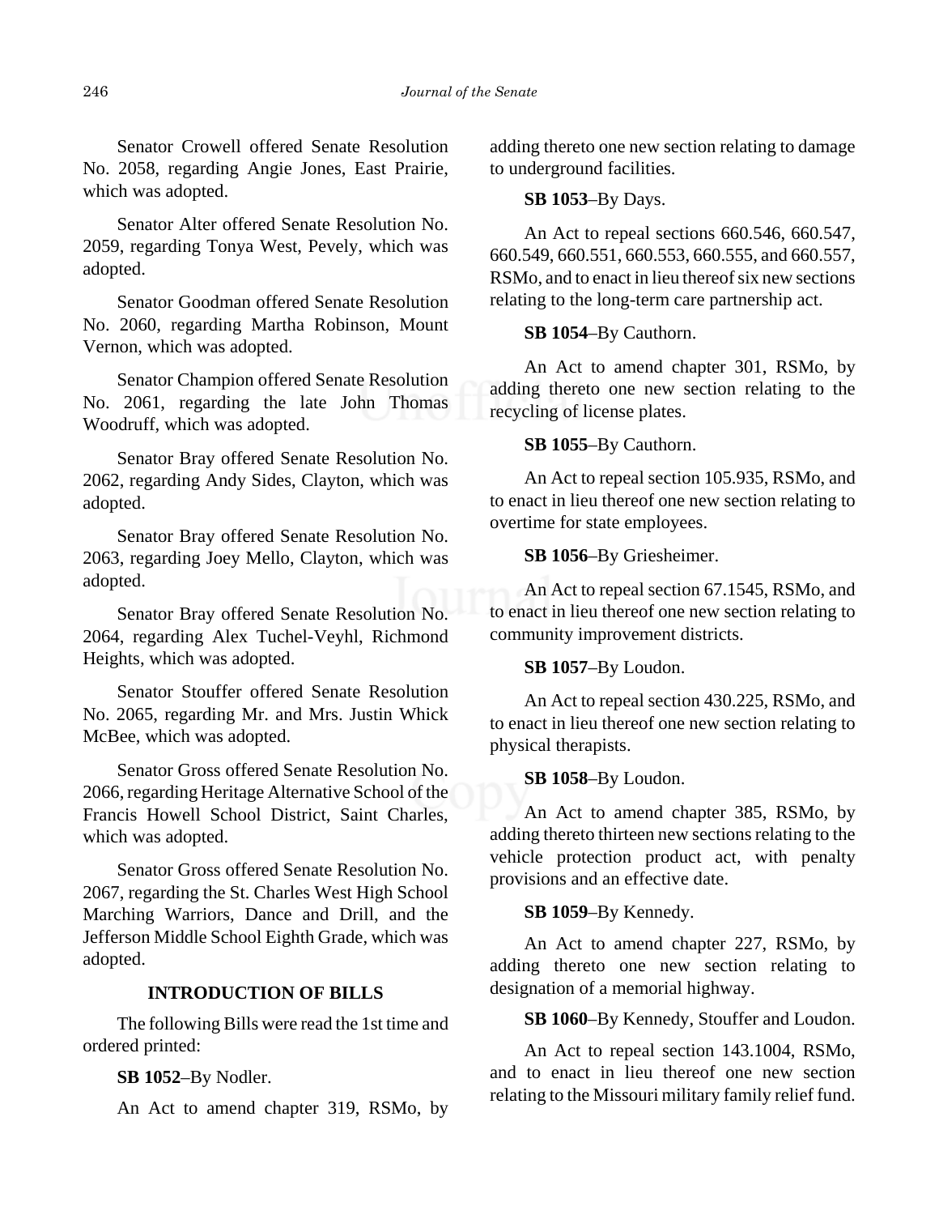Senator Crowell offered Senate Resolution No. 2058, regarding Angie Jones, East Prairie, which was adopted.

Senator Alter offered Senate Resolution No. 2059, regarding Tonya West, Pevely, which was adopted.

Senator Goodman offered Senate Resolution No. 2060, regarding Martha Robinson, Mount Vernon, which was adopted.

Senator Champion offered Senate Resolution No. 2061, regarding the late John Thomas Woodruff, which was adopted.

Senator Bray offered Senate Resolution No. 2062, regarding Andy Sides, Clayton, which was adopted.

Senator Bray offered Senate Resolution No. 2063, regarding Joey Mello, Clayton, which was adopted.

Senator Bray offered Senate Resolution No. 2064, regarding Alex Tuchel-Veyhl, Richmond Heights, which was adopted.

Senator Stouffer offered Senate Resolution No. 2065, regarding Mr. and Mrs. Justin Whick McBee, which was adopted.

Senator Gross offered Senate Resolution No. 2066, regarding Heritage Alternative School of the Francis Howell School District, Saint Charles, which was adopted.

Senator Gross offered Senate Resolution No. 2067, regarding the St. Charles West High School Marching Warriors, Dance and Drill, and the Jefferson Middle School Eighth Grade, which was adopted.

## INTRODUCTION OF BILLS

The following Bills were read the 1st time and ordered printed:

**SB 1052**–By Nodler.

An Act to amend chapter 319, RSMo, by adding thereto one new section relating to damage to underground facilities.

**SB 1053**–By Days.

An Act to repeal sections 660.546, 660.547, 660.549, 660.551, 660.553, 660.555, and 660.557, RSMo, and to enact in lieu thereof six new sections relating to the long-term care partnership act.

**SB 1054**–By Cauthorn.

An Act to amend chapter 301, RSMo, by adding thereto one new section relating to the recycling of license plates.

**SB 1055**–By Cauthorn.

An Act to repeal section 105.935, RSMo, and to enact in lieu thereof one new section relating to overtime for state employees.

**SB 1056**–By Griesheimer.

An Act to repeal section 67.1545, RSMo, and to enact in lieu thereof one new section relating to community improvement districts.

**SB 1057**–By Loudon.

An Act to repeal section 430.225, RSMo, and to enact in lieu thereof one new section relating to physical therapists.

**SB 1058**–By Loudon.

An Act to amend chapter 385, RSMo, by adding thereto thirteen new sections relating to the vehicle protection product act, with penalty provisions and an effective date.

**SB 1059**–By Kennedy.

An Act to amend chapter 227, RSMo, by adding thereto one new section relating to designation of a memorial highway.

**SB 1060**–By Kennedy, Stouffer and Loudon.

An Act to repeal section 143.1004, RSMo, and to enact in lieu thereof one new section relating to the Missouri military family relief fund.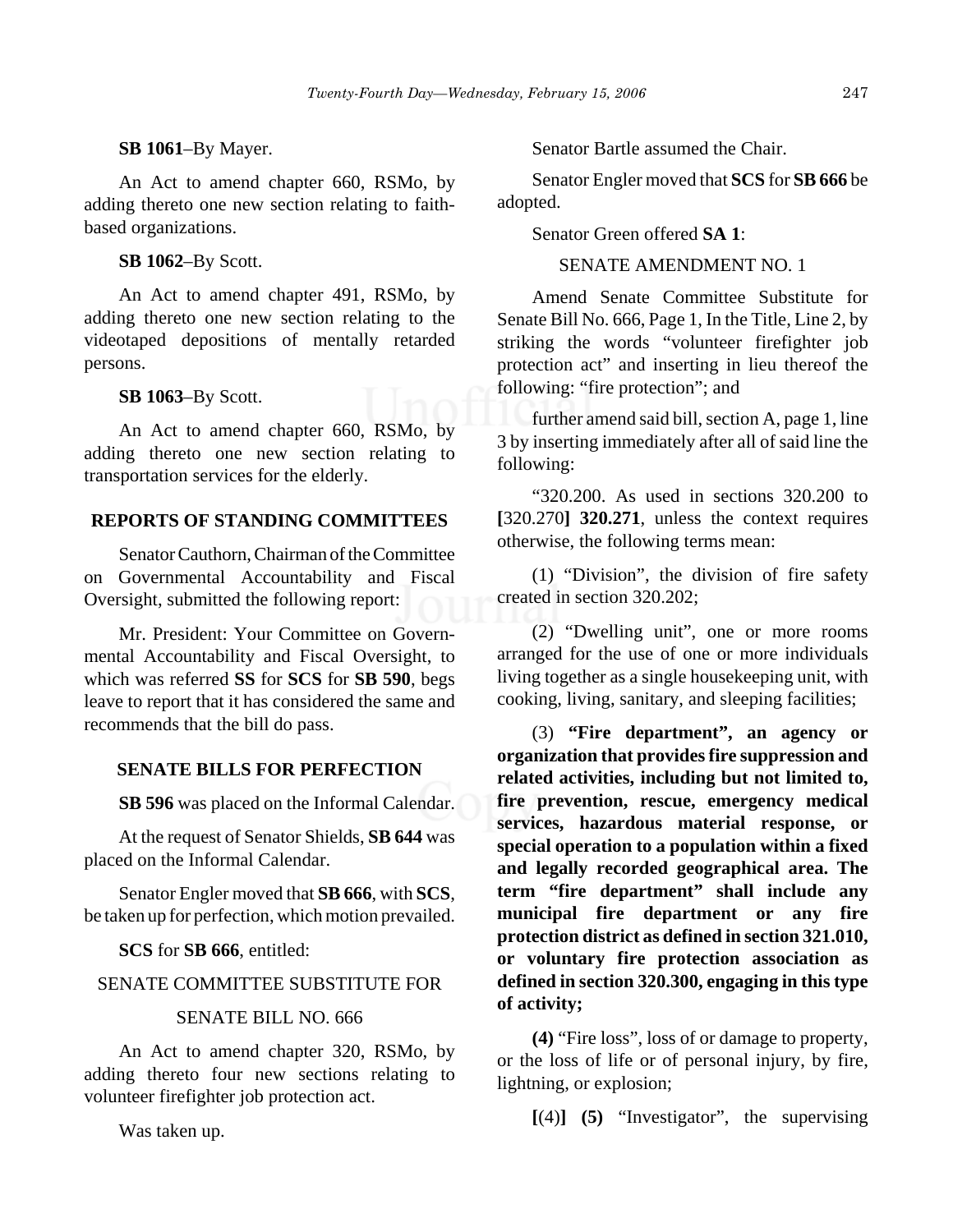**SB 1061**–By Mayer.

An Act to amend chapter 660, RSMo, by adding thereto one new section relating to faith-based organizations.

**SB 1062**–By Scott.

An Act to amend chapter 491, RSMo, by adding thereto one new section relating to the videotaped depositions of mentally retarded persons.

**SB 1063**–By Scott.

An Act to amend chapter 660, RSMo, by adding thereto one new section relating to transportation services for the elderly.

## REPORTS OF STANDING COMMITTEES

Senator Cauthorn, Chairman of the Committee on Governmental Accountability and Fiscal Oversight, submitted the following report:

Mr. President: Your Committee on Governmental Accountability and Fiscal Oversight, to which was referred **SS** for **SCS** for **SB 590**, begs leave to report that it has considered the same and recommends that the bill do pass.

## SENATE BILLS FOR PERFECTION

**SB 596** was placed on the Informal Calendar.

At the request of Senator Shields, **SB 644** was placed on the Informal Calendar.

Senator Engler moved that **SB 666**, with **SCS**, be taken up for perfection, which motion prevailed.

**SCS** for **SB 666**, entitled:

SENATE COMMITTEE SUBSTITUTE FOR

SENATE BILL NO. 666

An Act to amend chapter 320, RSMo, by adding thereto four new sections relating to volunteer firefighter job protection act.

Was taken up.

Senator Bartle assumed the Chair.

Senator Engler moved that **SCS** for **SB 666** be adopted.

Senator Green offered **SA 1**:

SENATE AMENDMENT NO. 1

Amend Senate Committee Substitute for Senate Bill No. 666, Page 1, In the Title, Line 2, by striking the words "volunteer firefighter job protection act" and inserting in lieu thereof the following: "fire protection"; and

further amend said bill, section A, page 1, line 3 by inserting immediately after all of said line the following:

"320.200. As used in sections 320.200 to **[**320.270**] 320.271**, unless the context requires otherwise, the following terms mean:

(1) "Division", the division of fire safety created in section 320.202;

(2) "Dwelling unit", one or more rooms arranged for the use of one or more individuals living together as a single housekeeping unit, with cooking, living, sanitary, and sleeping facilities;

(3) **"Fire department", an agency or organization that provides fire suppression and related activities, including but not limited to, fire prevention, rescue, emergency medical services, hazardous material response, or special operation to a population within a fixed and legally recorded geographical area. The term "fire department" shall include any municipal fire department or any fire protection district as defined in section 321.010, or voluntary fire protection association as defined in section 320.300, engaging in this type of activity;**

**(4)** "Fire loss", loss of or damage to property, or the loss of life or of personal injury, by fire, lightning, or explosion;

**[**(4)**] (5)** "Investigator", the supervising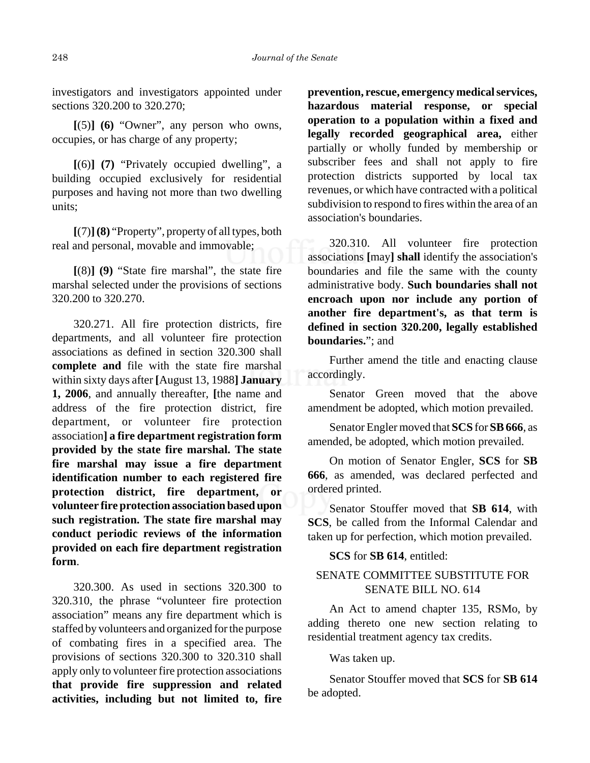investigators and investigators appointed under sections 320.200 to 320.270;

**[**(5)**] (6)** "Owner", any person who owns, occupies, or has charge of any property;

**[**(6)**] (7)** "Privately occupied dwelling", a building occupied exclusively for residential purposes and having not more than two dwelling units;

**[**(7)**] (8)** "Property", property of all types, both real and personal, movable and immovable;

**[**(8)**] (9)** "State fire marshal", the state fire marshal selected under the provisions of sections 320.200 to 320.270.

320.271. All fire protection districts, fire departments, and all volunteer fire protection associations as defined in section 320.300 shall **complete and** file with the state fire marshal within sixty days after **[**August 13, 1988**] January 1, 2006**, and annually thereafter, **[**the name and address of the fire protection district, fire department, or volunteer fire protection association**] a fire department registration form provided by the state fire marshal. The state fire marshal may issue a fire department identification number to each registered fire protection district, fire department, or volunteer fire protection association based upon such registration. The state fire marshal may conduct periodic reviews of the information provided on each fire department registration form**.

320.300. As used in sections 320.300 to 320.310, the phrase "volunteer fire protection association" means any fire department which is staffed by volunteers and organized for the purpose of combating fires in a specified area. The provisions of sections 320.300 to 320.310 shall apply only to volunteer fire protection associations **that provide fire suppression and related activities, including but not limited to, fire prevention, rescue, emergency medical services, hazardous material response, or special operation to a population within a fixed and legally recorded geographical area,** either partially or wholly funded by membership or subscriber fees and shall not apply to fire protection districts supported by local tax revenues, or which have contracted with a political subdivision to respond to fires within the area of an association's boundaries.

320.310. All volunteer fire protection associations **[**may**] shall** identify the association's boundaries and file the same with the county administrative body. **Such boundaries shall not encroach upon nor include any portion of another fire department's, as that term is defined in section 320.200, legally established boundaries.**"; and

Further amend the title and enacting clause accordingly.

Senator Green moved that the above amendment be adopted, which motion prevailed.

Senator Engler moved that **SCS** for **SB 666**, as amended, be adopted, which motion prevailed.

On motion of Senator Engler, **SCS** for **SB 666**, as amended, was declared perfected and ordered printed.

Senator Stouffer moved that **SB 614**, with **SCS**, be called from the Informal Calendar and taken up for perfection, which motion prevailed.

**SCS** for **SB 614**, entitled:

SENATE COMMITTEE SUBSTITUTE FOR SENATE BILL NO. 614

An Act to amend chapter 135, RSMo, by adding thereto one new section relating to residential treatment agency tax credits.

Was taken up.

Senator Stouffer moved that **SCS** for **SB 614** be adopted.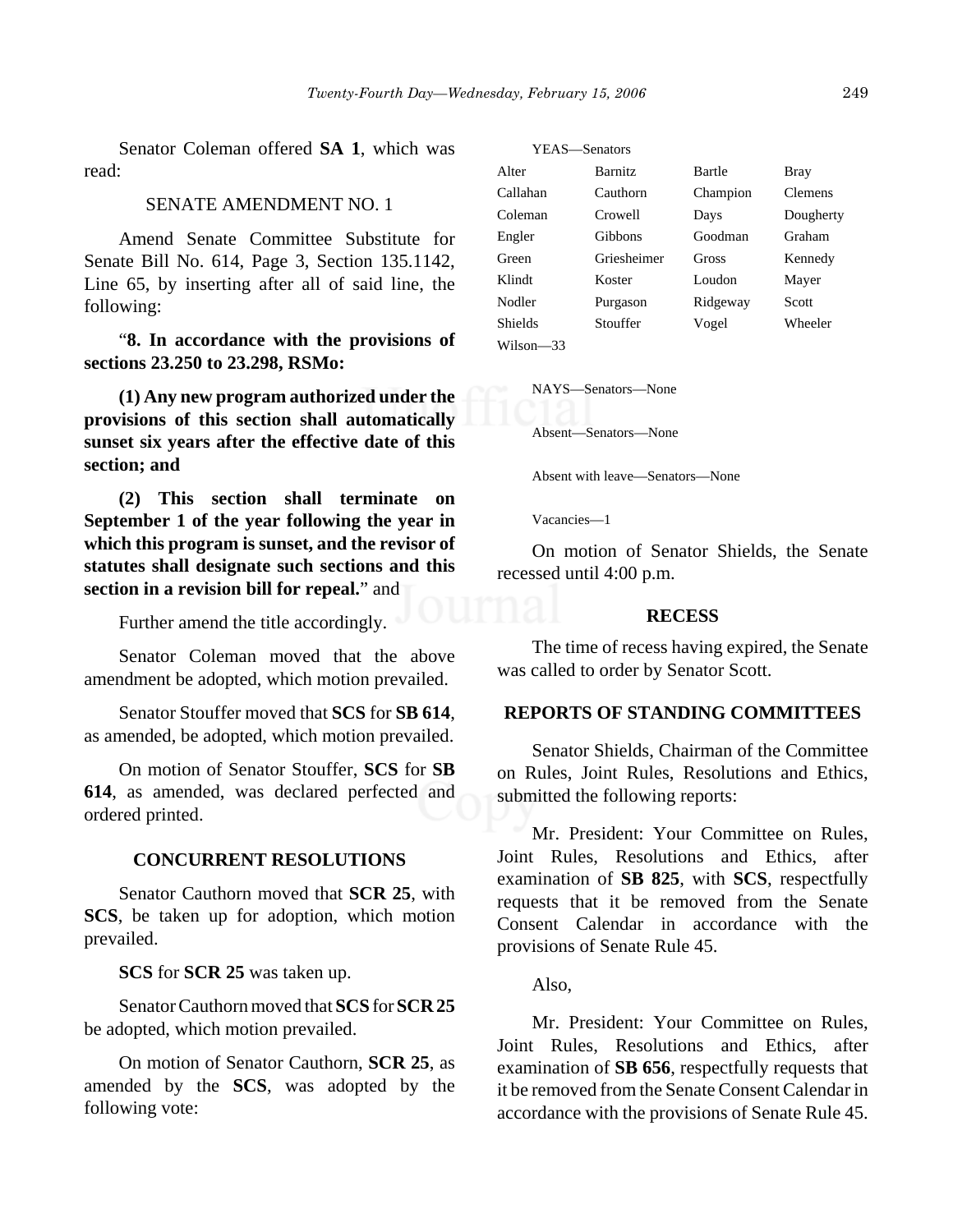Senator Coleman offered **SA 1**, which was read:

SENATE AMENDMENT NO. 1

Amend Senate Committee Substitute for Senate Bill No. 614, Page 3, Section 135.1142, Line 65, by inserting after all of said line, the following:

"**8. In accordance with the provisions of sections 23.250 to 23.298, RSMo:**

**(1) Any new program authorized under the provisions of this section shall automatically sunset six years after the effective date of this section; and**

**(2) This section shall terminate on September 1 of the year following the year in which this program is sunset, and the revisor of statutes shall designate such sections and this section in a revision bill for repeal.**" and

Further amend the title accordingly.

Senator Coleman moved that the above amendment be adopted, which motion prevailed.

Senator Stouffer moved that **SCS** for **SB 614**, as amended, be adopted, which motion prevailed.

On motion of Senator Stouffer, **SCS** for **SB 614**, as amended, was declared perfected and ordered printed.

## CONCURRENT RESOLUTIONS

Senator Cauthorn moved that **SCR 25**, with **SCS**, be taken up for adoption, which motion prevailed.

**SCS** for **SCR 25** was taken up.

Senator Cauthorn moved that **SCS** for **SCR 25** be adopted, which motion prevailed.

On motion of Senator Cauthorn, **SCR 25**, as amended by the **SCS**, was adopted by the following vote:

YEAS—Senators

| | | | |
|---|---|---|---|
| Alter | Barnitz | Bartle | Bray |
| Callahan | Cauthorn | Champion | Clemens |
| Coleman | Crowell | Days | Dougherty |
| Engler | Gibbons | Goodman | Graham |
| Green | Griesheimer | Gross | Kennedy |
| Klindt | Koster | Loudon | Mayer |
| Nodler | Purgason | Ridgeway | Scott |
| Shields | Stouffer | Vogel | Wheeler |
| Wilson—33 | | | |

NAYS—Senators—None

Absent—Senators—None

Absent with leave—Senators—None

Vacancies—1

On motion of Senator Shields, the Senate recessed until 4:00 p.m.

## RECESS

The time of recess having expired, the Senate was called to order by Senator Scott.

## REPORTS OF STANDING COMMITTEES

Senator Shields, Chairman of the Committee on Rules, Joint Rules, Resolutions and Ethics, submitted the following reports:

Mr. President: Your Committee on Rules, Joint Rules, Resolutions and Ethics, after examination of **SB 825**, with **SCS**, respectfully requests that it be removed from the Senate Consent Calendar in accordance with the provisions of Senate Rule 45.

Also,

Mr. President: Your Committee on Rules, Joint Rules, Resolutions and Ethics, after examination of **SB 656**, respectfully requests that it be removed from the Senate Consent Calendar in accordance with the provisions of Senate Rule 45.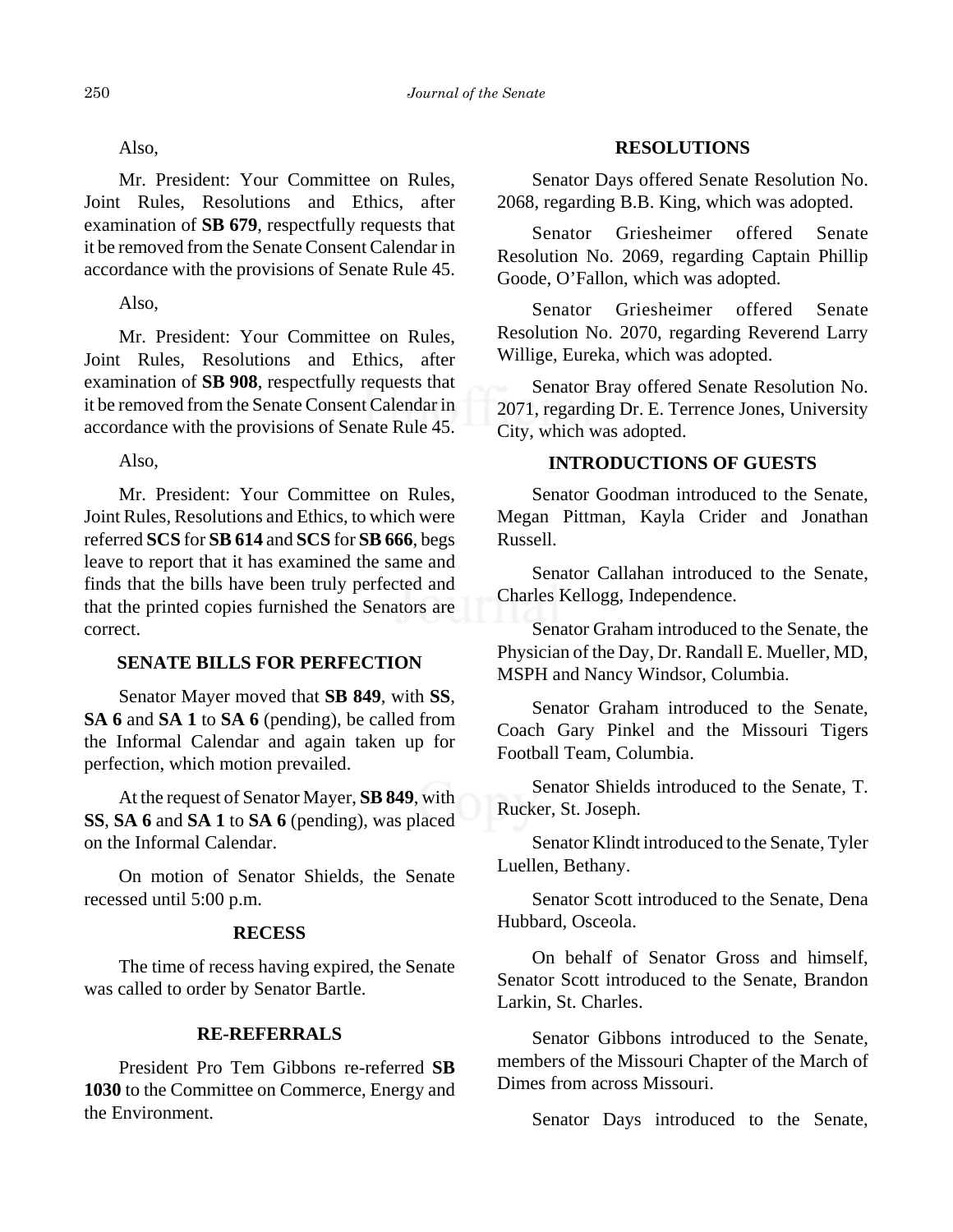Also,

Mr. President: Your Committee on Rules, Joint Rules, Resolutions and Ethics, after examination of **SB 679**, respectfully requests that it be removed from the Senate Consent Calendar in accordance with the provisions of Senate Rule 45.

Also,

Mr. President: Your Committee on Rules, Joint Rules, Resolutions and Ethics, after examination of **SB 908**, respectfully requests that it be removed from the Senate Consent Calendar in accordance with the provisions of Senate Rule 45.

Also,

Mr. President: Your Committee on Rules, Joint Rules, Resolutions and Ethics, to which were referred **SCS** for **SB 614** and **SCS** for **SB 666**, begs leave to report that it has examined the same and finds that the bills have been truly perfected and that the printed copies furnished the Senators are correct.

## SENATE BILLS FOR PERFECTION

Senator Mayer moved that **SB 849**, with **SS**, **SA 6** and **SA 1** to **SA 6** (pending), be called from the Informal Calendar and again taken up for perfection, which motion prevailed.

At the request of Senator Mayer, **SB 849**, with **SS**, **SA 6** and **SA 1** to **SA 6** (pending), was placed on the Informal Calendar.

On motion of Senator Shields, the Senate recessed until 5:00 p.m.

## RECESS

The time of recess having expired, the Senate was called to order by Senator Bartle.

## RE-REFERRALS

President Pro Tem Gibbons re-referred **SB 1030** to the Committee on Commerce, Energy and the Environment.

## RESOLUTIONS

Senator Days offered Senate Resolution No. 2068, regarding B.B. King, which was adopted.

Senator Griesheimer offered Senate Resolution No. 2069, regarding Captain Phillip Goode, O'Fallon, which was adopted.

Senator Griesheimer offered Senate Resolution No. 2070, regarding Reverend Larry Willige, Eureka, which was adopted.

Senator Bray offered Senate Resolution No. 2071, regarding Dr. E. Terrence Jones, University City, which was adopted.

## INTRODUCTIONS OF GUESTS

Senator Goodman introduced to the Senate, Megan Pittman, Kayla Crider and Jonathan Russell.

Senator Callahan introduced to the Senate, Charles Kellogg, Independence.

Senator Graham introduced to the Senate, the Physician of the Day, Dr. Randall E. Mueller, MD, MSPH and Nancy Windsor, Columbia.

Senator Graham introduced to the Senate, Coach Gary Pinkel and the Missouri Tigers Football Team, Columbia.

Senator Shields introduced to the Senate, T. Rucker, St. Joseph.

Senator Klindt introduced to the Senate, Tyler Luellen, Bethany.

Senator Scott introduced to the Senate, Dena Hubbard, Osceola.

On behalf of Senator Gross and himself, Senator Scott introduced to the Senate, Brandon Larkin, St. Charles.

Senator Gibbons introduced to the Senate, members of the Missouri Chapter of the March of Dimes from across Missouri.

Senator Days introduced to the Senate,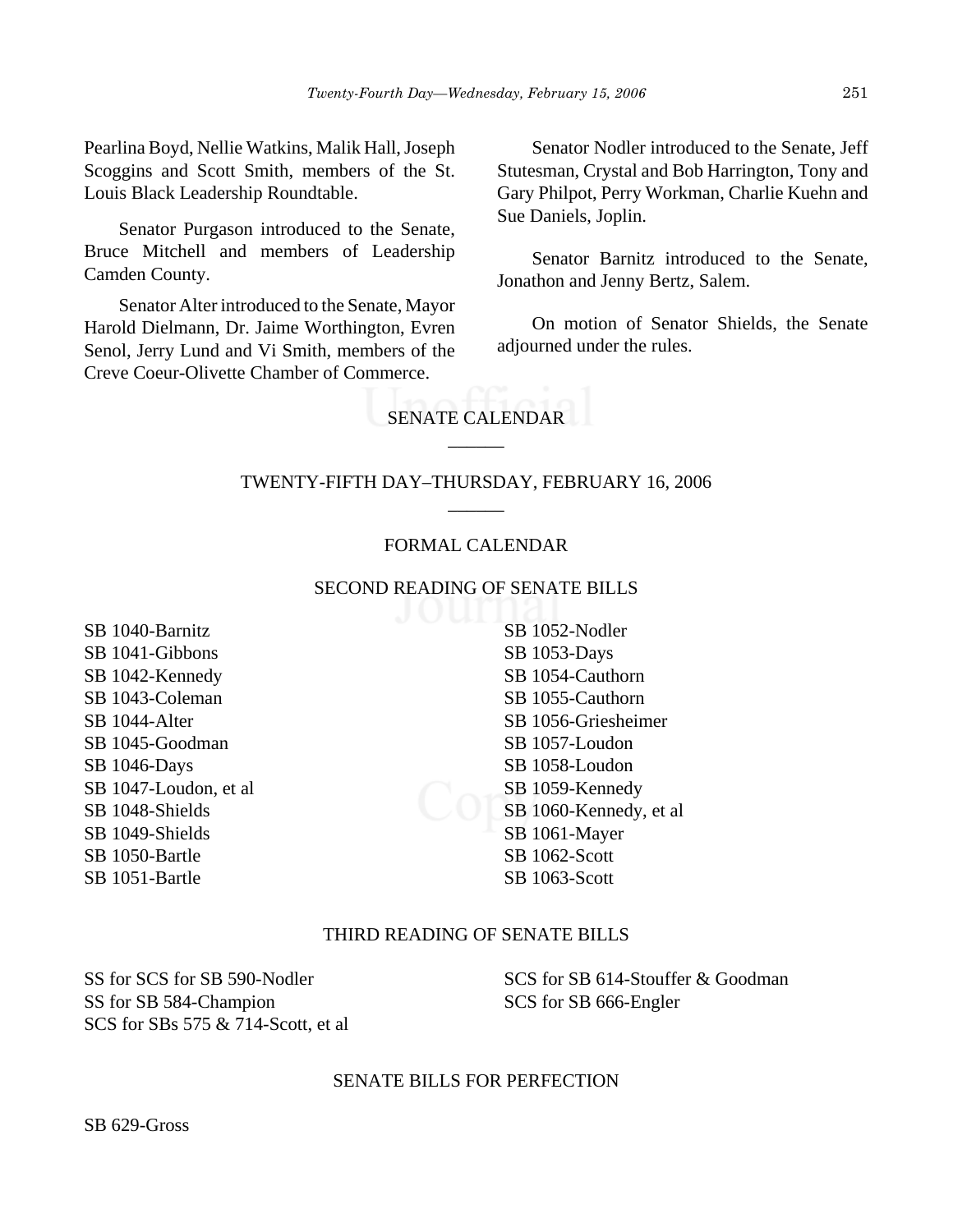Pearlina Boyd, Nellie Watkins, Malik Hall, Joseph Scoggins and Scott Smith, members of the St. Louis Black Leadership Roundtable.

Senator Purgason introduced to the Senate, Bruce Mitchell and members of Leadership Camden County.

Senator Alter introduced to the Senate, Mayor Harold Dielmann, Dr. Jaime Worthington, Evren Senol, Jerry Lund and Vi Smith, members of the Creve Coeur-Olivette Chamber of Commerce.

Senator Nodler introduced to the Senate, Jeff Stutesman, Crystal and Bob Harrington, Tony and Gary Philpot, Perry Workman, Charlie Kuehn and Sue Daniels, Joplin.

Senator Barnitz introduced to the Senate, Jonathon and Jenny Bertz, Salem.

On motion of Senator Shields, the Senate adjourned under the rules.

## SENATE CALENDAR

______

## TWENTY-FIFTH DAY–THURSDAY, FEBRUARY 16, 2006

______

### FORMAL CALENDAR

### SECOND READING OF SENATE BILLS

SB 1040-Barnitz
SB 1041-Gibbons
SB 1042-Kennedy
SB 1043-Coleman
SB 1044-Alter
SB 1045-Goodman
SB 1046-Days
SB 1047-Loudon, et al
SB 1048-Shields
SB 1049-Shields
SB 1050-Bartle
SB 1051-Bartle
SB 1052-Nodler
SB 1053-Days
SB 1054-Cauthorn
SB 1055-Cauthorn
SB 1056-Griesheimer
SB 1057-Loudon
SB 1058-Loudon
SB 1059-Kennedy
SB 1060-Kennedy, et al
SB 1061-Mayer
SB 1062-Scott
SB 1063-Scott

### THIRD READING OF SENATE BILLS

SS for SCS for SB 590-Nodler
SS for SB 584-Champion
SCS for SBs 575 & 714-Scott, et al
SCS for SB 614-Stouffer & Goodman
SCS for SB 666-Engler

### SENATE BILLS FOR PERFECTION

SB 629-Gross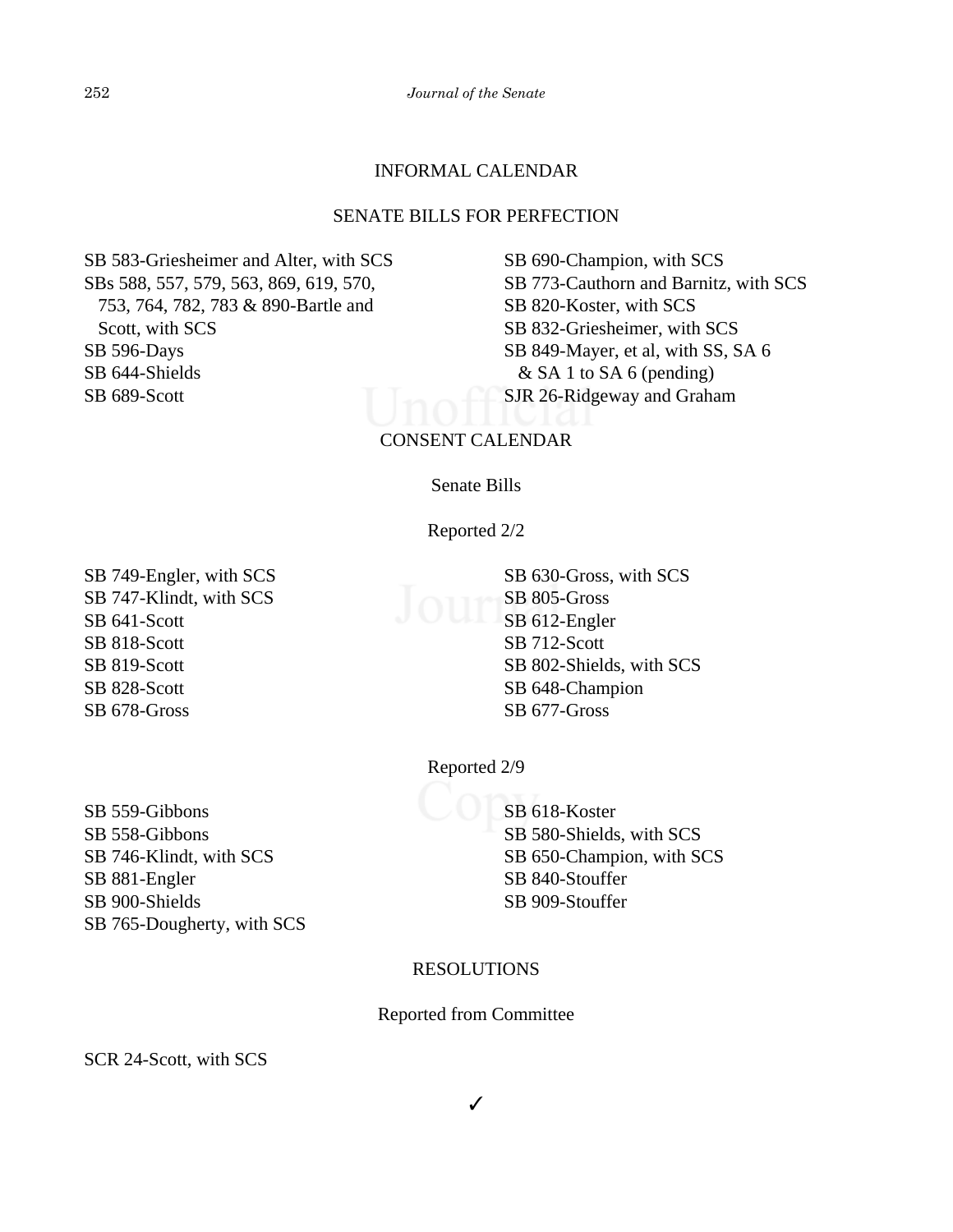## INFORMAL CALENDAR

### SENATE BILLS FOR PERFECTION

SB 583-Griesheimer and Alter, with SCS
SBs 588, 557, 579, 563, 869, 619, 570, 753, 764, 782, 783 & 890-Bartle and Scott, with SCS
SB 596-Days
SB 644-Shields
SB 689-Scott
SB 690-Champion, with SCS
SB 773-Cauthorn and Barnitz, with SCS
SB 820-Koster, with SCS
SB 832-Griesheimer, with SCS
SB 849-Mayer, et al, with SS, SA 6 & SA 1 to SA 6 (pending)
SJR 26-Ridgeway and Graham

## CONSENT CALENDAR

### Senate Bills

Reported 2/2

SB 749-Engler, with SCS
SB 747-Klindt, with SCS
SB 641-Scott
SB 818-Scott
SB 819-Scott
SB 828-Scott
SB 678-Gross
SB 630-Gross, with SCS
SB 805-Gross
SB 612-Engler
SB 712-Scott
SB 802-Shields, with SCS
SB 648-Champion
SB 677-Gross

Reported 2/9

SB 559-Gibbons
SB 558-Gibbons
SB 746-Klindt, with SCS
SB 881-Engler
SB 900-Shields
SB 765-Dougherty, with SCS
SB 618-Koster
SB 580-Shields, with SCS
SB 650-Champion, with SCS
SB 840-Stouffer
SB 909-Stouffer

## RESOLUTIONS

### Reported from Committee

SCR 24-Scott, with SCS

✓